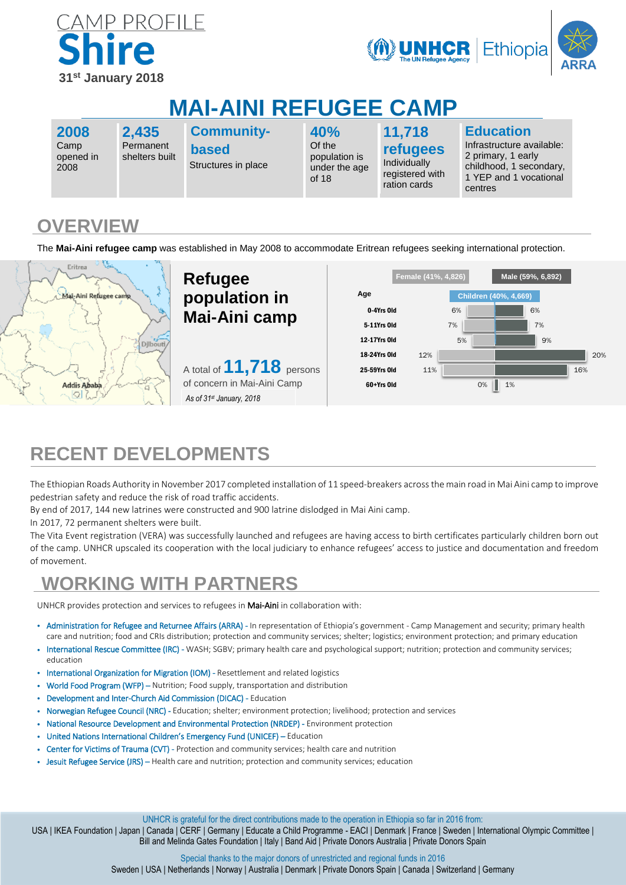# CAMP PROFILE
# Shire
**31st January 2018**

# MAI-AINI REFUGEE CAMP

| **2008** | **2,435** | **Community-based** | **40%** | **11,718 refugees** | **Education** |
|---|---|---|---|---|---|
| Camp opened in 2008 | Permanent shelters built | Structures in place | Of the population is under the age of 18 | Individually registered with ration cards | Infrastructure available: 2 primary, 1 early childhood, 1 secondary, 1 YEP and 1 vocational centres |

## OVERVIEW

The **Mai-Aini refugee camp** was established in May 2008 to accommodate Eritrean refugees seeking international protection.

### Refugee population in Mai-Aini camp

A total of **11,718** persons of concern in Mai-Aini Camp

*As of 31st January, 2018*

Female (41%, 4,826) | Male (59%, 6,892) | Children (40%, 4,669)

| Age | Female | Male |
|---|---|---|
| 0-4Yrs Old | 6% | 6% |
| 5-11Yrs Old | 7% | 7% |
| 12-17Yrs Old | 5% | 9% |
| 18-24Yrs Old | 12% | 20% |
| 25-59Yrs Old | 11% | 16% |
| 60+Yrs Old | 0% | 1% |

## RECENT DEVELOPMENTS

The Ethiopian Roads Authority in November 2017 completed installation of 11 speed-breakers across the main road in Mai Aini camp to improve pedestrian safety and reduce the risk of road traffic accidents.

By end of 2017, 144 new latrines were constructed and 900 latrine dislodged in Mai Aini camp.

In 2017, 72 permanent shelters were built.

The Vita Event registration (VERA) was successfully launched and refugees are having access to birth certificates particularly children born out of the camp. UNHCR upscaled its cooperation with the local judiciary to enhance refugees' access to justice and documentation and freedom of movement.

## WORKING WITH PARTNERS

UNHCR provides protection and services to refugees in **Mai-Aini** in collaboration with:

- Administration for Refugee and Returnee Affairs (ARRA) - In representation of Ethiopia's government - Camp Management and security; primary health care and nutrition; food and CRIs distribution; protection and community services; shelter; logistics; environment protection; and primary education
- International Rescue Committee (IRC) - WASH; SGBV; primary health care and psychological support; nutrition; protection and community services; education
- International Organization for Migration (IOM) - Resettlement and related logistics
- World Food Program (WFP) – Nutrition; Food supply, transportation and distribution
- Development and Inter-Church Aid Commission (DICAC) - Education
- Norwegian Refugee Council (NRC) - Education; shelter; environment protection; livelihood; protection and services
- National Resource Development and Environmental Protection (NRDEP) - Environment protection
- United Nations International Children's Emergency Fund (UNICEF) – Education
- Center for Victims of Trauma (CVT) - Protection and community services; health care and nutrition
- Jesuit Refugee Service (JRS) – Health care and nutrition; protection and community services; education

UNHCR is grateful for the direct contributions made to the operation in Ethiopia so far in 2016 from:

USA | IKEA Foundation | Japan | Canada | CERF | Germany | Educate a Child Programme - EACI | Denmark | France | Sweden | International Olympic Committee | Bill and Melinda Gates Foundation | Italy | Band Aid | Private Donors Australia | Private Donors Spain

Special thanks to the major donors of unrestricted and regional funds in 2016

Sweden | USA | Netherlands | Norway | Australia | Denmark | Private Donors Spain | Canada | Switzerland | Germany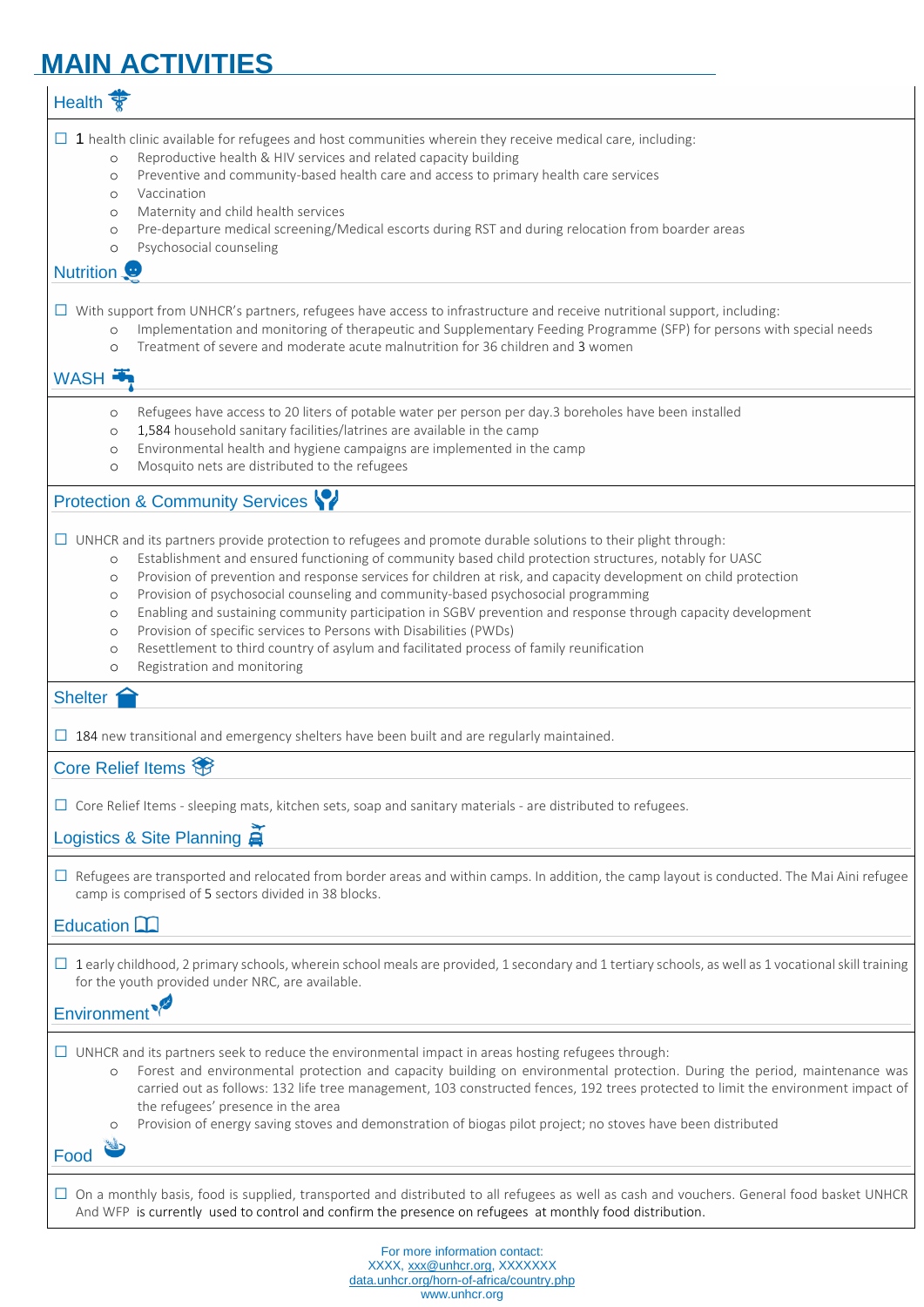# MAIN ACTIVITIES

## Health

- ☐ 1 health clinic available for refugees and host communities wherein they receive medical care, including:
  - Reproductive health & HIV services and related capacity building
  - Preventive and community-based health care and access to primary health care services
  - Vaccination
  - Maternity and child health services
  - Pre-departure medical screening/Medical escorts during RST and during relocation from boarder areas
  - Psychosocial counseling

## Nutrition

- ☐ With support from UNHCR's partners, refugees have access to infrastructure and receive nutritional support, including:
  - Implementation and monitoring of therapeutic and Supplementary Feeding Programme (SFP) for persons with special needs
  - Treatment of severe and moderate acute malnutrition for 36 children and 3 women

## WASH

- Refugees have access to 20 liters of potable water per person per day.3 boreholes have been installed
- 1,584 household sanitary facilities/latrines are available in the camp
- Environmental health and hygiene campaigns are implemented in the camp
- Mosquito nets are distributed to the refugees

## Protection & Community Services

- ☐ UNHCR and its partners provide protection to refugees and promote durable solutions to their plight through:
  - Establishment and ensured functioning of community based child protection structures, notably for UASC
  - Provision of prevention and response services for children at risk, and capacity development on child protection
  - Provision of psychosocial counseling and community-based psychosocial programming
  - Enabling and sustaining community participation in SGBV prevention and response through capacity development
  - Provision of specific services to Persons with Disabilities (PWDs)
  - Resettlement to third country of asylum and facilitated process of family reunification
  - Registration and monitoring

## Shelter

- ☐ 184 new transitional and emergency shelters have been built and are regularly maintained.

## Core Relief Items

- ☐ Core Relief Items - sleeping mats, kitchen sets, soap and sanitary materials - are distributed to refugees.

## Logistics & Site Planning

- ☐ Refugees are transported and relocated from border areas and within camps. In addition, the camp layout is conducted. The Mai Aini refugee camp is comprised of 5 sectors divided in 38 blocks.

## Education

- ☐ 1 early childhood, 2 primary schools, wherein school meals are provided, 1 secondary and 1 tertiary schools, as well as 1 vocational skill training for the youth provided under NRC, are available.

## Environment

- ☐ UNHCR and its partners seek to reduce the environmental impact in areas hosting refugees through:
  - Forest and environmental protection and capacity building on environmental protection. During the period, maintenance was carried out as follows: 132 life tree management, 103 constructed fences, 192 trees protected to limit the environment impact of the refugees' presence in the area
  - Provision of energy saving stoves and demonstration of biogas pilot project; no stoves have been distributed

## Food

- ☐ On a monthly basis, food is supplied, transported and distributed to all refugees as well as cash and vouchers. General food basket UNHCR And WFP is currently used to control and confirm the presence on refugees at monthly food distribution.

For more information contact:
XXXX, xxx@unhcr.org, XXXXXXX
data.unhcr.org/horn-of-africa/country.php
www.unhcr.org